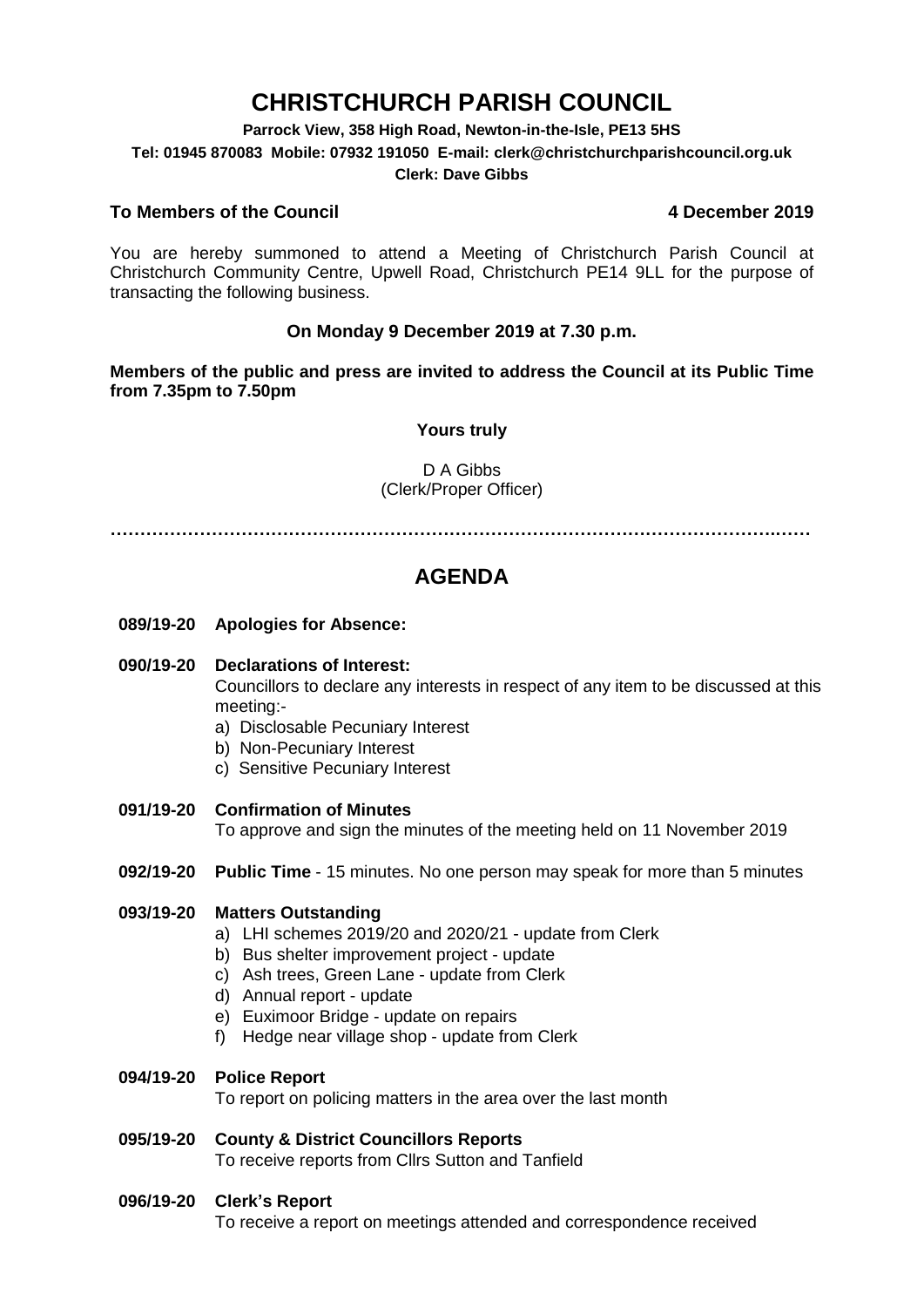# CHRISTCHURCH PARISH COUNCIL

**Parrock View, 358 High Road, Newton-in-the-Isle, PE13 5HS**

**Tel: 01945 870083 Mobile: 07932 191050 E-mail: clerk@christchurchparishcouncil.org.uk**

**Clerk: Dave Gibbs**

**To Members of the Council** **4 December 2019**

You are hereby summoned to attend a Meeting of Christchurch Parish Council at Christchurch Community Centre, Upwell Road, Christchurch PE14 9LL for the purpose of transacting the following business.

**On Monday 9 December 2019 at 7.30 p.m.**

**Members of the public and press are invited to address the Council at its Public Time from 7.35pm to 7.50pm**

**Yours truly**

D A Gibbs
(Clerk/Proper Officer)

**……………………………………………………………………………………………………**

## AGENDA

**089/19-20 Apologies for Absence:**

**090/19-20 Declarations of Interest:**
Councillors to declare any interests in respect of any item to be discussed at this meeting:-
a) Disclosable Pecuniary Interest
b) Non-Pecuniary Interest
c) Sensitive Pecuniary Interest

**091/19-20 Confirmation of Minutes**
To approve and sign the minutes of the meeting held on 11 November 2019

**092/19-20 Public Time** - 15 minutes. No one person may speak for more than 5 minutes

**093/19-20 Matters Outstanding**
a) LHI schemes 2019/20 and 2020/21 - update from Clerk
b) Bus shelter improvement project - update
c) Ash trees, Green Lane - update from Clerk
d) Annual report - update
e) Euximoor Bridge - update on repairs
f) Hedge near village shop - update from Clerk

**094/19-20 Police Report**
To report on policing matters in the area over the last month

**095/19-20 County & District Councillors Reports**
To receive reports from Cllrs Sutton and Tanfield

**096/19-20 Clerk's Report**
To receive a report on meetings attended and correspondence received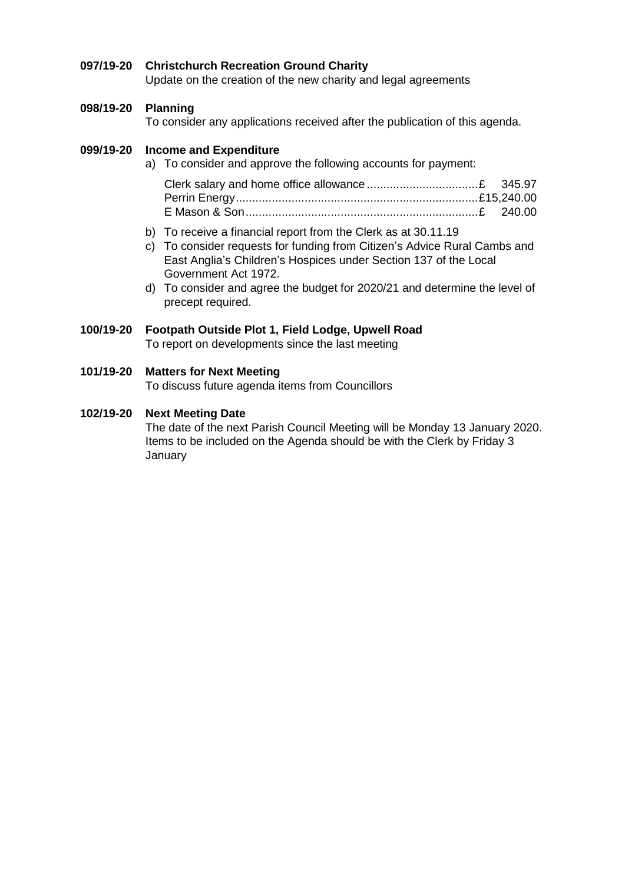**097/19-20 Christchurch Recreation Ground Charity**

Update on the creation of the new charity and legal agreements

**098/19-20 Planning**

To consider any applications received after the publication of this agenda.

**099/19-20 Income and Expenditure**

a) To consider and approve the following accounts for payment:

| | |
|---|---|
| Clerk salary and home office allowance | £ 345.97 |
| Perrin Energy | £15,240.00 |
| E Mason & Son | £ 240.00 |

b) To receive a financial report from the Clerk as at 30.11.19

c) To consider requests for funding from Citizen's Advice Rural Cambs and East Anglia's Children's Hospices under Section 137 of the Local Government Act 1972.

d) To consider and agree the budget for 2020/21 and determine the level of precept required.

**100/19-20 Footpath Outside Plot 1, Field Lodge, Upwell Road**

To report on developments since the last meeting

**101/19-20 Matters for Next Meeting**

To discuss future agenda items from Councillors

**102/19-20 Next Meeting Date**

The date of the next Parish Council Meeting will be Monday 13 January 2020. Items to be included on the Agenda should be with the Clerk by Friday 3 January